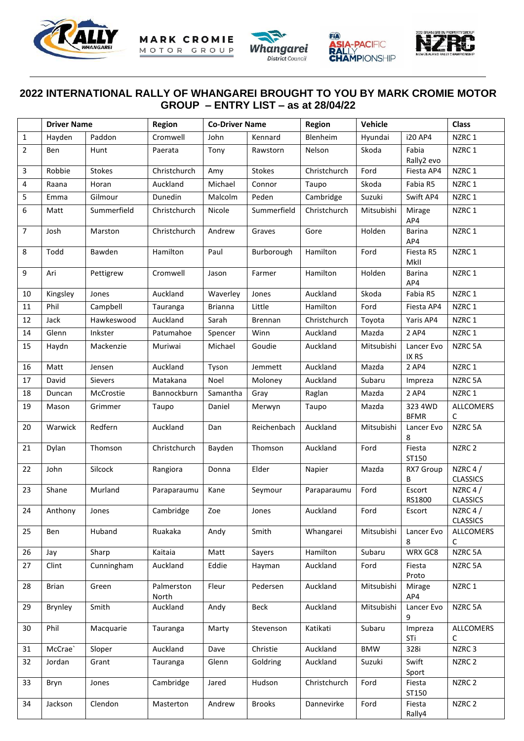# 2022 INTERNATIONAL RALLY OF WHANGAREI BROUGHT TO YOU BY MARK CROMIE MOTOR GROUP – ENTRY LIST – as at 28/04/22

| | Driver Name | | Region | Co-Driver Name | | Region | Vehicle | | Class |
|---|---|---|---|---|---|---|---|---|---|
| 1 | Hayden | Paddon | Cromwell | John | Kennard | Blenheim | Hyundai | i20 AP4 | NZRC 1 |
| 2 | Ben | Hunt | Paerata | Tony | Rawstorn | Nelson | Skoda | Fabia Rally2 evo | NZRC 1 |
| 3 | Robbie | Stokes | Christchurch | Amy | Stokes | Christchurch | Ford | Fiesta AP4 | NZRC 1 |
| 4 | Raana | Horan | Auckland | Michael | Connor | Taupo | Skoda | Fabia R5 | NZRC 1 |
| 5 | Emma | Gilmour | Dunedin | Malcolm | Peden | Cambridge | Suzuki | Swift AP4 | NZRC 1 |
| 6 | Matt | Summerfield | Christchurch | Nicole | Summerfield | Christchurch | Mitsubishi | Mirage AP4 | NZRC 1 |
| 7 | Josh | Marston | Christchurch | Andrew | Graves | Gore | Holden | Barina AP4 | NZRC 1 |
| 8 | Todd | Bawden | Hamilton | Paul | Burborough | Hamilton | Ford | Fiesta R5 MkII | NZRC 1 |
| 9 | Ari | Pettigrew | Cromwell | Jason | Farmer | Hamilton | Holden | Barina AP4 | NZRC 1 |
| 10 | Kingsley | Jones | Auckland | Waverley | Jones | Auckland | Skoda | Fabia R5 | NZRC 1 |
| 11 | Phil | Campbell | Tauranga | Brianna | Little | Hamilton | Ford | Fiesta AP4 | NZRC 1 |
| 12 | Jack | Hawkeswood | Auckland | Sarah | Brennan | Christchurch | Toyota | Yaris AP4 | NZRC 1 |
| 14 | Glenn | Inkster | Patumahoe | Spencer | Winn | Auckland | Mazda | 2 AP4 | NZRC 1 |
| 15 | Haydn | Mackenzie | Muriwai | Michael | Goudie | Auckland | Mitsubishi | Lancer Evo IX RS | NZRC 5A |
| 16 | Matt | Jensen | Auckland | Tyson | Jemmett | Auckland | Mazda | 2 AP4 | NZRC 1 |
| 17 | David | Sievers | Matakana | Noel | Moloney | Auckland | Subaru | Impreza | NZRC 5A |
| 18 | Duncan | McCrostie | Bannockburn | Samantha | Gray | Raglan | Mazda | 2 AP4 | NZRC 1 |
| 19 | Mason | Grimmer | Taupo | Daniel | Merwyn | Taupo | Mazda | 323 4WD BFMR | ALLCOMERS C |
| 20 | Warwick | Redfern | Auckland | Dan | Reichenbach | Auckland | Mitsubishi | Lancer Evo 8 | NZRC 5A |
| 21 | Dylan | Thomson | Christchurch | Bayden | Thomson | Auckland | Ford | Fiesta ST150 | NZRC 2 |
| 22 | John | Silcock | Rangiora | Donna | Elder | Napier | Mazda | RX7 Group B | NZRC 4 / CLASSICS |
| 23 | Shane | Murland | Paraparaumu | Kane | Seymour | Paraparaumu | Ford | Escort RS1800 | NZRC 4 / CLASSICS |
| 24 | Anthony | Jones | Cambridge | Zoe | Jones | Auckland | Ford | Escort | NZRC 4 / CLASSICS |
| 25 | Ben | Huband | Ruakaka | Andy | Smith | Whangarei | Mitsubishi | Lancer Evo 8 | ALLCOMERS C |
| 26 | Jay | Sharp | Kaitaia | Matt | Sayers | Hamilton | Subaru | WRX GC8 | NZRC 5A |
| 27 | Clint | Cunningham | Auckland | Eddie | Hayman | Auckland | Ford | Fiesta Proto | NZRC 5A |
| 28 | Brian | Green | Palmerston North | Fleur | Pedersen | Auckland | Mitsubishi | Mirage AP4 | NZRC 1 |
| 29 | Brynley | Smith | Auckland | Andy | Beck | Auckland | Mitsubishi | Lancer Evo 9 | NZRC 5A |
| 30 | Phil | Macquarie | Tauranga | Marty | Stevenson | Katikati | Subaru | Impreza STi | ALLCOMERS C |
| 31 | McCrae` | Sloper | Auckland | Dave | Christie | Auckland | BMW | 328i | NZRC 3 |
| 32 | Jordan | Grant | Tauranga | Glenn | Goldring | Auckland | Suzuki | Swift Sport | NZRC 2 |
| 33 | Bryn | Jones | Cambridge | Jared | Hudson | Christchurch | Ford | Fiesta ST150 | NZRC 2 |
| 34 | Jackson | Clendon | Masterton | Andrew | Brooks | Dannevirke | Ford | Fiesta Rally4 | NZRC 2 |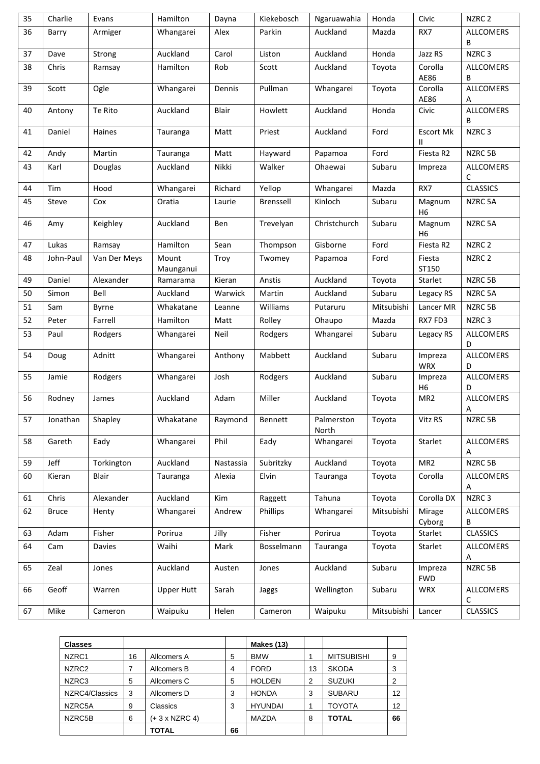| | | | | | | | | | |
|---|---|---|---|---|---|---|---|---|---|
| 35 | Charlie | Evans | Hamilton | Dayna | Kiekebosch | Ngaruawahia | Honda | Civic | NZRC 2 |
| 36 | Barry | Armiger | Whangarei | Alex | Parkin | Auckland | Mazda | RX7 | ALLCOMERS B |
| 37 | Dave | Strong | Auckland | Carol | Liston | Auckland | Honda | Jazz RS | NZRC 3 |
| 38 | Chris | Ramsay | Hamilton | Rob | Scott | Auckland | Toyota | Corolla AE86 | ALLCOMERS B |
| 39 | Scott | Ogle | Whangarei | Dennis | Pullman | Whangarei | Toyota | Corolla AE86 | ALLCOMERS A |
| 40 | Antony | Te Rito | Auckland | Blair | Howlett | Auckland | Honda | Civic | ALLCOMERS B |
| 41 | Daniel | Haines | Tauranga | Matt | Priest | Auckland | Ford | Escort Mk II | NZRC 3 |
| 42 | Andy | Martin | Tauranga | Matt | Hayward | Papamoa | Ford | Fiesta R2 | NZRC 5B |
| 43 | Karl | Douglas | Auckland | Nikki | Walker | Ohaewai | Subaru | Impreza | ALLCOMERS C |
| 44 | Tim | Hood | Whangarei | Richard | Yellop | Whangarei | Mazda | RX7 | CLASSICS |
| 45 | Steve | Cox | Oratia | Laurie | Brenssell | Kinloch | Subaru | Magnum H6 | NZRC 5A |
| 46 | Amy | Keighley | Auckland | Ben | Trevelyan | Christchurch | Subaru | Magnum H6 | NZRC 5A |
| 47 | Lukas | Ramsay | Hamilton | Sean | Thompson | Gisborne | Ford | Fiesta R2 | NZRC 2 |
| 48 | John-Paul | Van Der Meys | Mount Maunganui | Troy | Twomey | Papamoa | Ford | Fiesta ST150 | NZRC 2 |
| 49 | Daniel | Alexander | Ramarama | Kieran | Anstis | Auckland | Toyota | Starlet | NZRC 5B |
| 50 | Simon | Bell | Auckland | Warwick | Martin | Auckland | Subaru | Legacy RS | NZRC 5A |
| 51 | Sam | Byrne | Whakatane | Leanne | Williams | Putaruru | Mitsubishi | Lancer MR | NZRC 5B |
| 52 | Peter | Farrell | Hamilton | Matt | Rolley | Ohaupo | Mazda | RX7 FD3 | NZRC 3 |
| 53 | Paul | Rodgers | Whangarei | Neil | Rodgers | Whangarei | Subaru | Legacy RS | ALLCOMERS D |
| 54 | Doug | Adnitt | Whangarei | Anthony | Mabbett | Auckland | Subaru | Impreza WRX | ALLCOMERS D |
| 55 | Jamie | Rodgers | Whangarei | Josh | Rodgers | Auckland | Subaru | Impreza H6 | ALLCOMERS D |
| 56 | Rodney | James | Auckland | Adam | Miller | Auckland | Toyota | MR2 | ALLCOMERS A |
| 57 | Jonathan | Shapley | Whakatane | Raymond | Bennett | Palmerston North | Toyota | Vitz RS | NZRC 5B |
| 58 | Gareth | Eady | Whangarei | Phil | Eady | Whangarei | Toyota | Starlet | ALLCOMERS A |
| 59 | Jeff | Torkington | Auckland | Nastassia | Subritzky | Auckland | Toyota | MR2 | NZRC 5B |
| 60 | Kieran | Blair | Tauranga | Alexia | Elvin | Tauranga | Toyota | Corolla | ALLCOMERS A |
| 61 | Chris | Alexander | Auckland | Kim | Raggett | Tahuna | Toyota | Corolla DX | NZRC 3 |
| 62 | Bruce | Henty | Whangarei | Andrew | Phillips | Whangarei | Mitsubishi | Mirage Cyborg | ALLCOMERS B |
| 63 | Adam | Fisher | Porirua | Jilly | Fisher | Porirua | Toyota | Starlet | CLASSICS |
| 64 | Cam | Davies | Waihi | Mark | Bosselmann | Tauranga | Toyota | Starlet | ALLCOMERS A |
| 65 | Zeal | Jones | Auckland | Austen | Jones | Auckland | Subaru | Impreza FWD | NZRC 5B |
| 66 | Geoff | Warren | Upper Hutt | Sarah | Jaggs | Wellington | Subaru | WRX | ALLCOMERS C |
| 67 | Mike | Cameron | Waipuku | Helen | Cameron | Waipuku | Mitsubishi | Lancer | CLASSICS |

| **Classes** | | | | **Makes (13)** | | | |
|---|---|---|---|---|---|---|---|
| NZRC1 | 16 | Allcomers A | 5 | BMW | 1 | MITSUBISHI | 9 |
| NZRC2 | 7 | Allcomers B | 4 | FORD | 13 | SKODA | 3 |
| NZRC3 | 5 | Allcomers C | 5 | HOLDEN | 2 | SUZUKI | 2 |
| NZRC4/Classics | 3 | Allcomers D | 3 | HONDA | 3 | SUBARU | 12 |
| NZRC5A | 9 | Classics | 3 | HYUNDAI | 1 | TOYOTA | 12 |
| NZRC5B | 6 | (+ 3 x NZRC 4) | | MAZDA | 8 | **TOTAL** | **66** |
| | | **TOTAL** | **66** | | | | |